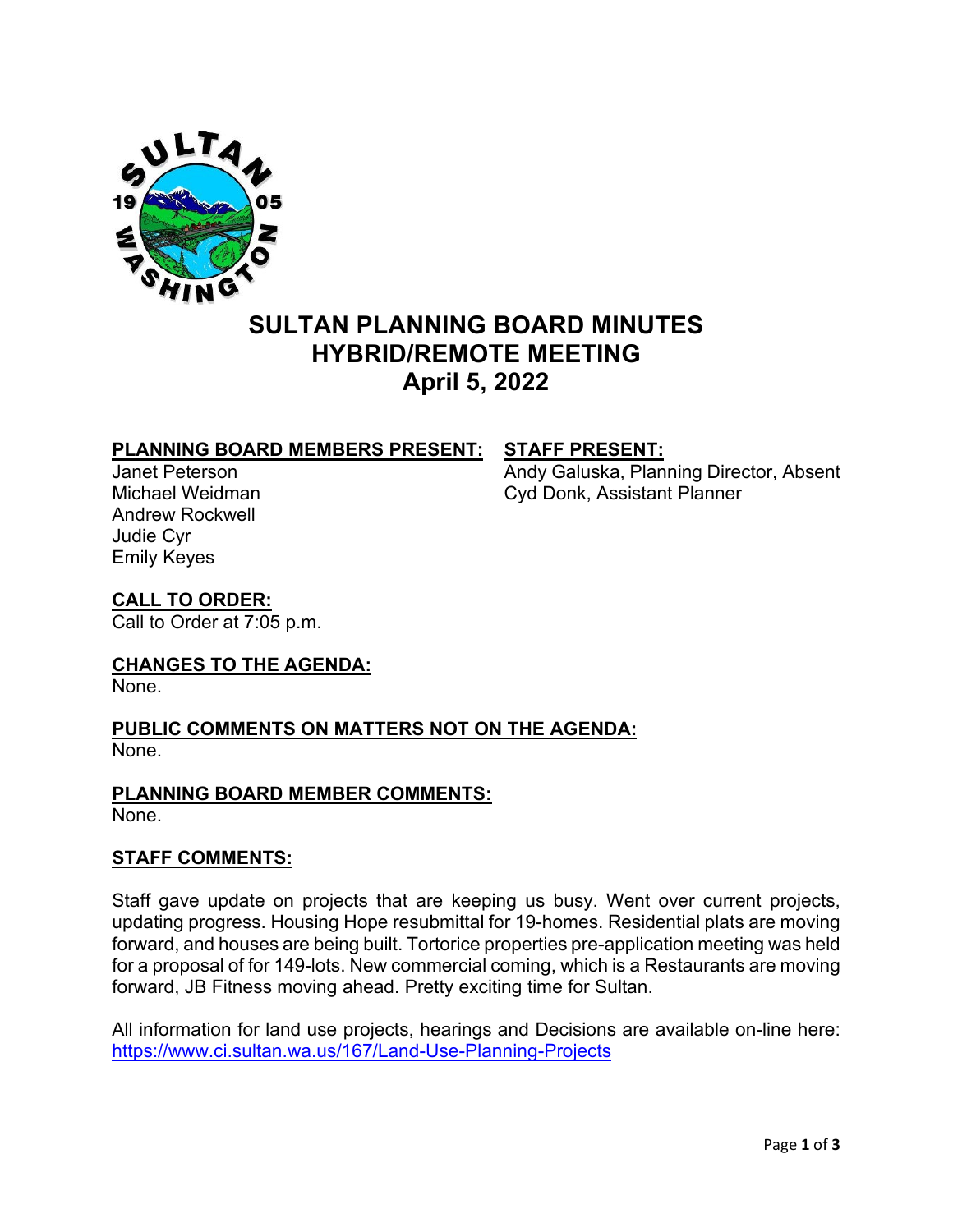# SULTAN PLANNING BOARD MINUTES
# HYBRID/REMOTE MEETING
# April 5, 2022

**PLANNING BOARD MEMBERS PRESENT:**

Janet Peterson
Michael Weidman
Andrew Rockwell
Judie Cyr
Emily Keyes

**STAFF PRESENT:**

Andy Galuska, Planning Director, Absent
Cyd Donk, Assistant Planner

**CALL TO ORDER:**

Call to Order at 7:05 p.m.

**CHANGES TO THE AGENDA:**

None.

**PUBLIC COMMENTS ON MATTERS NOT ON THE AGENDA:**

None.

**PLANNING BOARD MEMBER COMMENTS:**

None.

**STAFF COMMENTS:**

Staff gave update on projects that are keeping us busy. Went over current projects, updating progress. Housing Hope resubmittal for 19-homes. Residential plats are moving forward, and houses are being built. Tortorice properties pre-application meeting was held for a proposal of for 149-lots. New commercial coming, which is a Restaurants are moving forward, JB Fitness moving ahead. Pretty exciting time for Sultan.

All information for land use projects, hearings and Decisions are available on-line here: https://www.ci.sultan.wa.us/167/Land-Use-Planning-Projects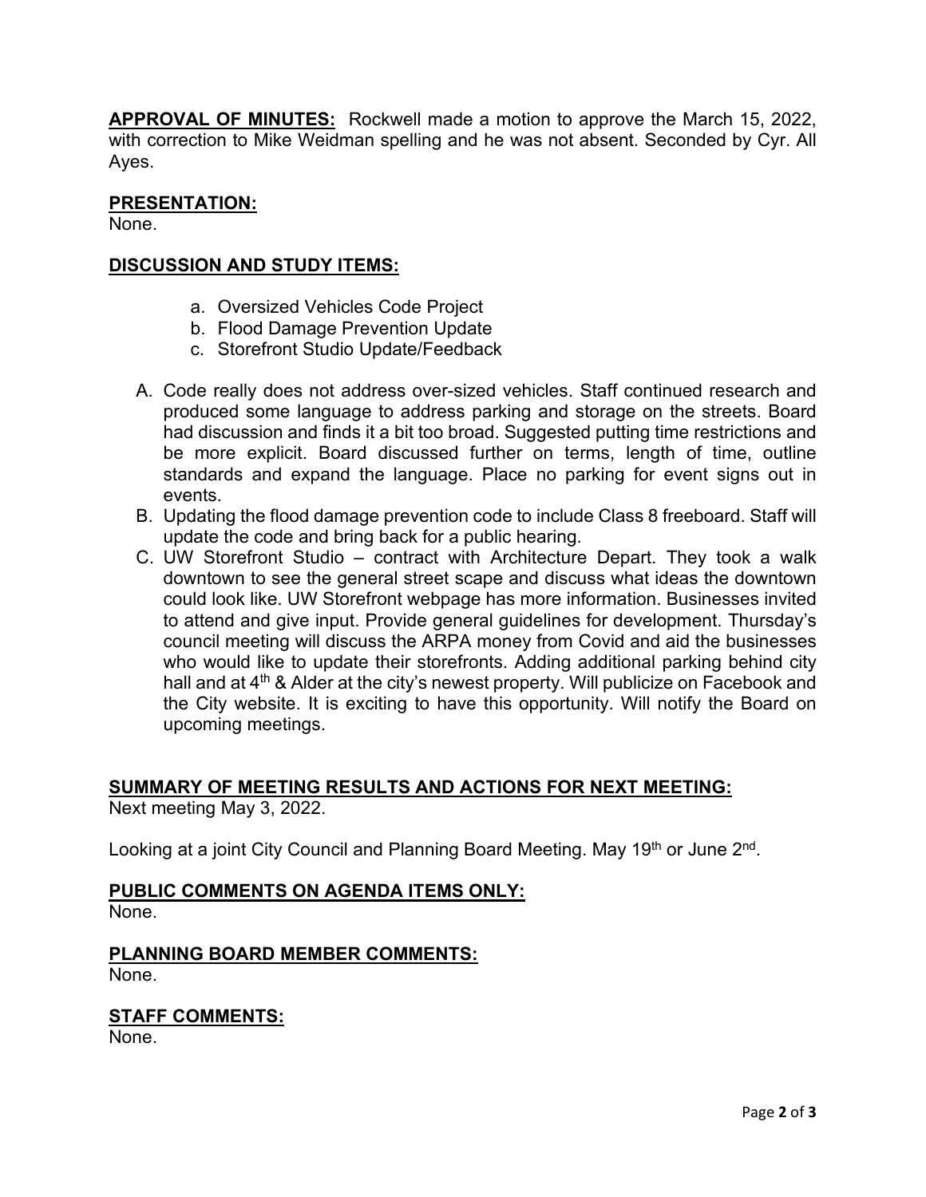**APPROVAL OF MINUTES:** Rockwell made a motion to approve the March 15, 2022, with correction to Mike Weidman spelling and he was not absent. Seconded by Cyr. All Ayes.

## PRESENTATION:

None.

## DISCUSSION AND STUDY ITEMS:

a. Oversized Vehicles Code Project
b. Flood Damage Prevention Update
c. Storefront Studio Update/Feedback

A. Code really does not address over-sized vehicles. Staff continued research and produced some language to address parking and storage on the streets. Board had discussion and finds it a bit too broad. Suggested putting time restrictions and be more explicit. Board discussed further on terms, length of time, outline standards and expand the language. Place no parking for event signs out in events.
B. Updating the flood damage prevention code to include Class 8 freeboard. Staff will update the code and bring back for a public hearing.
C. UW Storefront Studio – contract with Architecture Depart. They took a walk downtown to see the general street scape and discuss what ideas the downtown could look like. UW Storefront webpage has more information. Businesses invited to attend and give input. Provide general guidelines for development. Thursday's council meeting will discuss the ARPA money from Covid and aid the businesses who would like to update their storefronts. Adding additional parking behind city hall and at 4th & Alder at the city's newest property. Will publicize on Facebook and the City website. It is exciting to have this opportunity. Will notify the Board on upcoming meetings.

## SUMMARY OF MEETING RESULTS AND ACTIONS FOR NEXT MEETING:

Next meeting May 3, 2022.

Looking at a joint City Council and Planning Board Meeting. May 19th or June 2nd.

## PUBLIC COMMENTS ON AGENDA ITEMS ONLY:

None.

## PLANNING BOARD MEMBER COMMENTS:

None.

## STAFF COMMENTS:

None.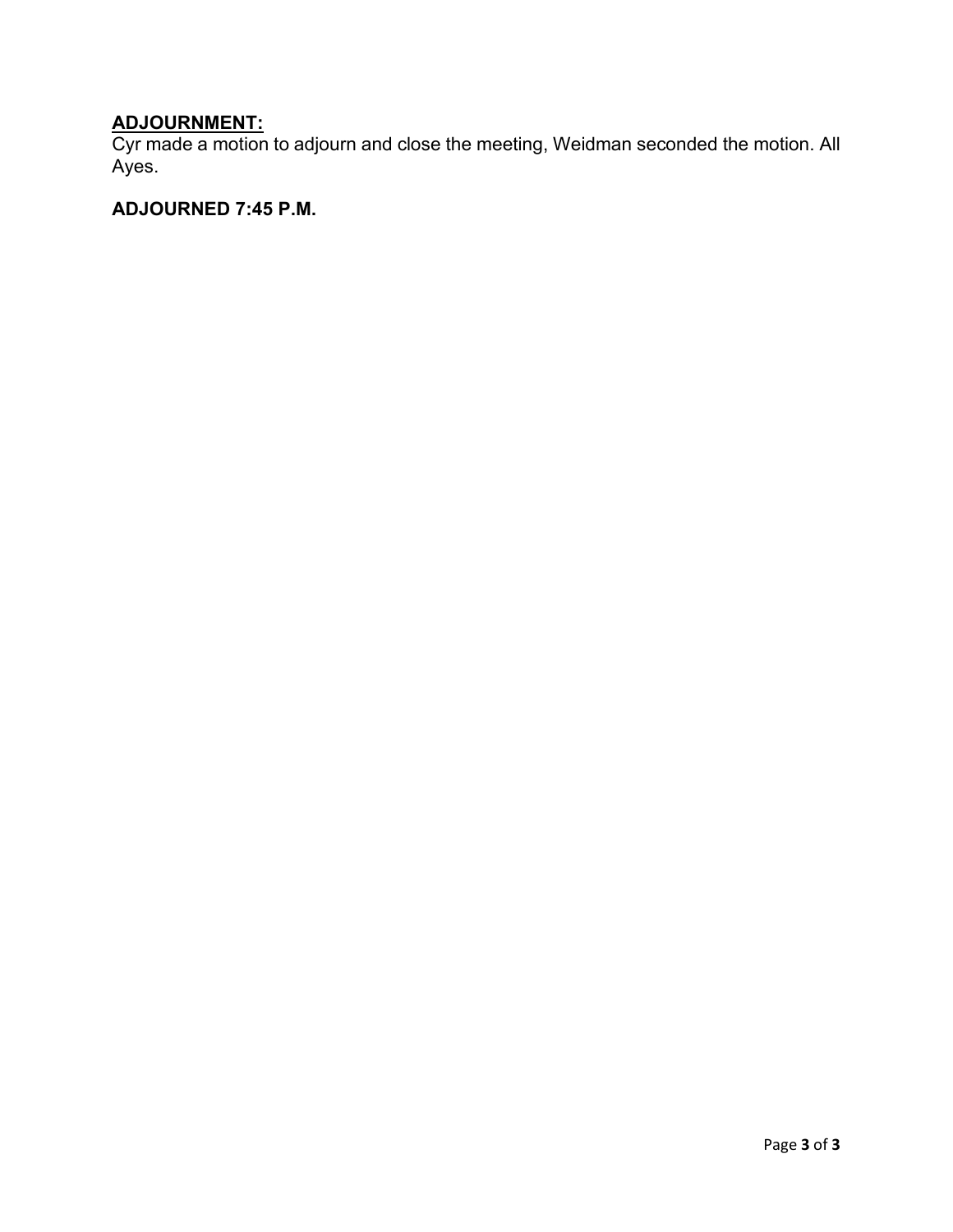## ADJOURNMENT:

Cyr made a motion to adjourn and close the meeting, Weidman seconded the motion. All Ayes.

**ADJOURNED 7:45 P.M.**